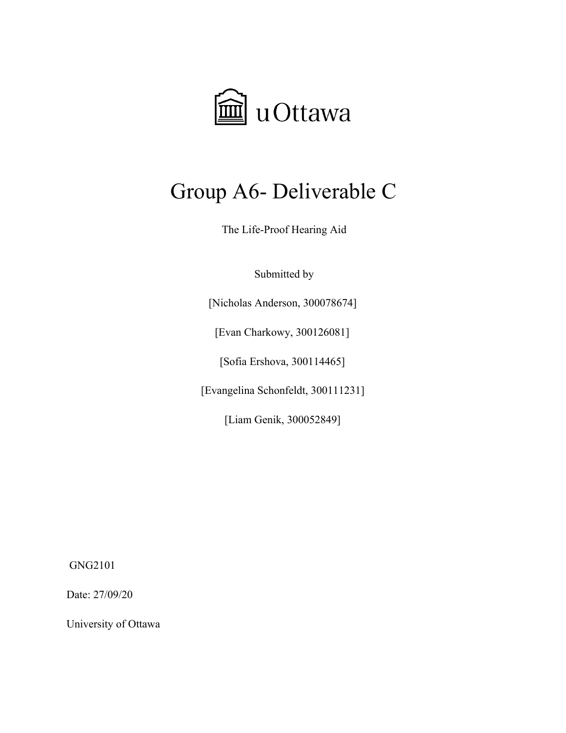uOttawa

# Group A6- Deliverable C

The Life-Proof Hearing Aid

Submitted by

[Nicholas Anderson, 300078674]

[Evan Charkowy, 300126081]

[Sofia Ershova, 300114465]

[Evangelina Schonfeldt, 300111231]

[Liam Genik, 300052849]

GNG2101

Date: 27/09/20

University of Ottawa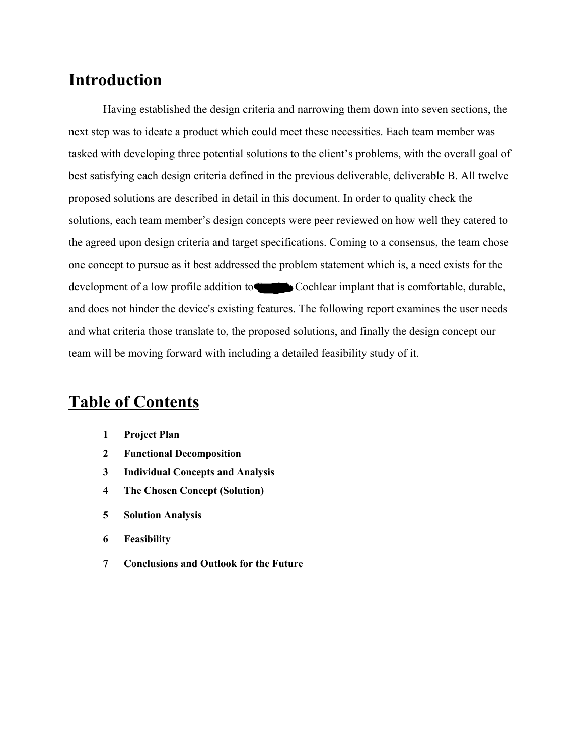# Introduction

Having established the design criteria and narrowing them down into seven sections, the next step was to ideate a product which could meet these necessities. Each team member was tasked with developing three potential solutions to the client's problems, with the overall goal of best satisfying each design criteria defined in the previous deliverable, deliverable B. All twelve proposed solutions are described in detail in this document. In order to quality check the solutions, each team member's design concepts were peer reviewed on how well they catered to the agreed upon design criteria and target specifications. Coming to a consensus, the team chose one concept to pursue as it best addressed the problem statement which is, a need exists for the development of a low profile addition to Cochlear implant that is comfortable, durable, and does not hinder the device's existing features. The following report examines the user needs and what criteria those translate to, the proposed solutions, and finally the design concept our team will be moving forward with including a detailed feasibility study of it.

# Table of Contents

1. **Project Plan**
2. **Functional Decomposition**
3. **Individual Concepts and Analysis**
4. **The Chosen Concept (Solution)**
5. **Solution Analysis**
6. **Feasibility**
7. **Conclusions and Outlook for the Future**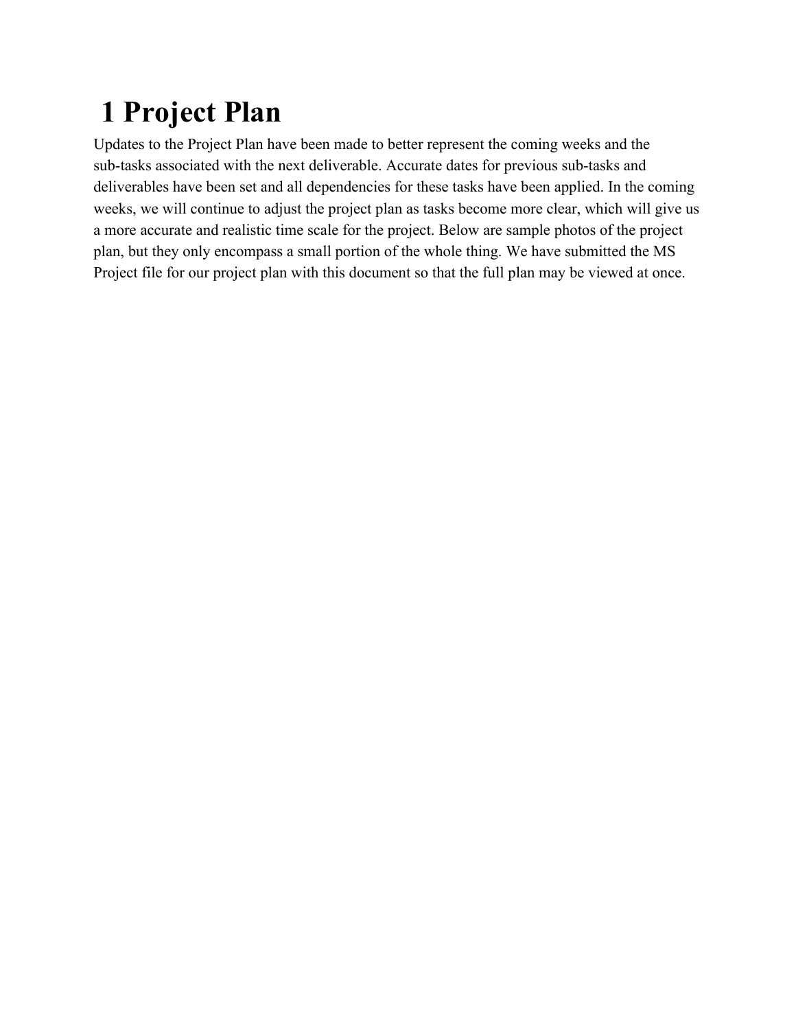# 1 Project Plan

Updates to the Project Plan have been made to better represent the coming weeks and the sub-tasks associated with the next deliverable. Accurate dates for previous sub-tasks and deliverables have been set and all dependencies for these tasks have been applied. In the coming weeks, we will continue to adjust the project plan as tasks become more clear, which will give us a more accurate and realistic time scale for the project. Below are sample photos of the project plan, but they only encompass a small portion of the whole thing. We have submitted the MS Project file for our project plan with this document so that the full plan may be viewed at once.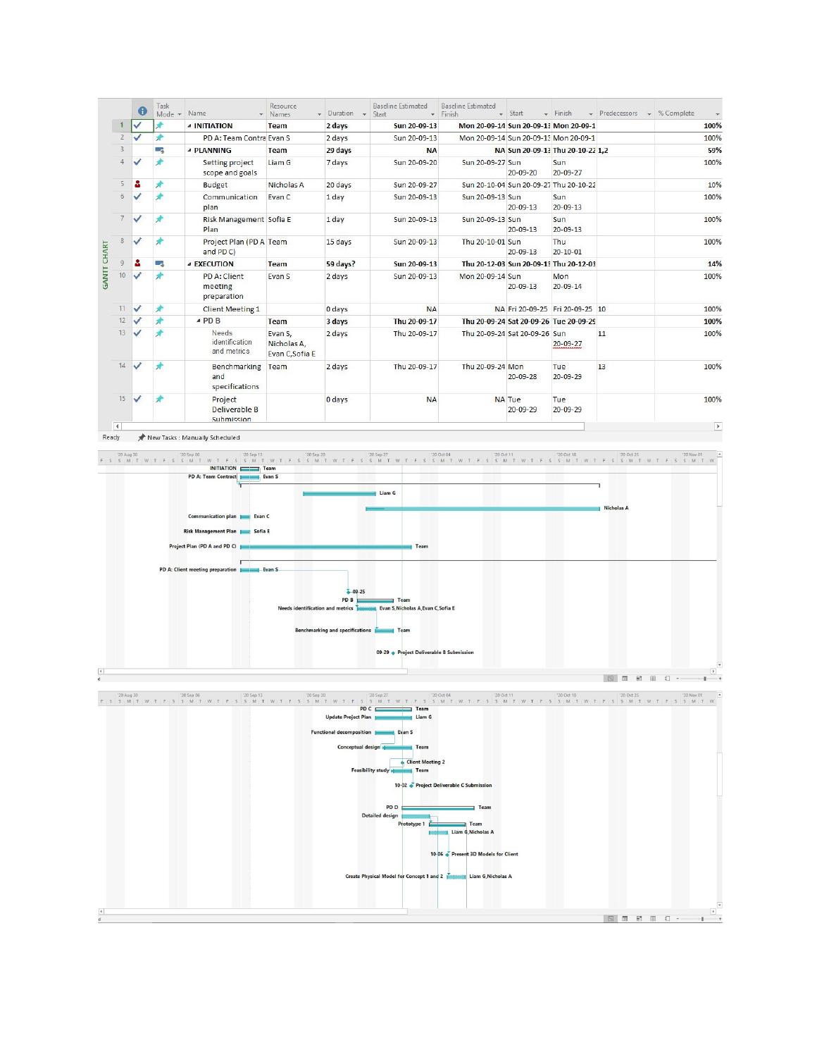| ID | Task Mode | Name | Resource Names | Duration | Baseline Estimated Start | Baseline Estimated Finish | Start | Finish | Predecessors | % Complete |
|---|---|---|---|---|---|---|---|---|---|---|
| 1 | | INITIATION | Team | 2 days | Sun 20-09-13 | Mon 20-09-14 | Sun 20-09-13 | Mon 20-09-1 | | 100% |
| 2 | | PD A: Team Contra | Evan S | 2 days | Sun 20-09-13 | Mon 20-09-14 | Sun 20-09-13 | Mon 20-09-1 | | 100% |
| 3 | | PLANNING | Team | 29 days | NA | NA | Sun 20-09-13 | Thu 20-10-22 | 1,2 | 59% |
| 4 | | Setting project scope and goals | Liam G | 7 days | Sun 20-09-20 | Sun 20-09-27 | Sun 20-09-20 | Sun 20-09-27 | | 100% |
| 5 | | Budget | Nicholas A | 20 days | Sun 20-09-27 | Sun 20-10-04 | Sun 20-09-27 | Thu 20-10-22 | | 10% |
| 6 | | Communication plan | Evan C | 1 day | Sun 20-09-13 | Sun 20-09-13 | Sun 20-09-13 | Sun 20-09-13 | | 100% |
| 7 | | Risk Management Plan | Sofia E | 1 day | Sun 20-09-13 | Sun 20-09-13 | Sun 20-09-13 | Sun 20-09-13 | | 100% |
| 8 | | Project Plan (PD A and PD C) | Team | 15 days | Sun 20-09-13 | Thu 20-10-01 | Sun 20-09-13 | Thu 20-10-01 | | 100% |
| 9 | | EXECUTION | Team | 59 days? | Sun 20-09-13 | Thu 20-12-03 | Sun 20-09-13 | Thu 20-12-03 | | 14% |
| 10 | | PD A: Client meeting preparation | Evan S | 2 days | Sun 20-09-13 | Mon 20-09-14 | Sun 20-09-13 | Mon 20-09-14 | | 100% |
| 11 | | Client Meeting 1 | | 0 days | NA | NA | Fri 20-09-25 | Fri 20-09-25 | 10 | 100% |
| 12 | | PD B | Team | 3 days | Thu 20-09-17 | Thu 20-09-24 | Sat 20-09-26 | Tue 20-09-29 | | 100% |
| 13 | | Needs identification and metrics | Evan S, Nicholas A, Evan C,Sofia E | 2 days | Thu 20-09-17 | Thu 20-09-24 | Sat 20-09-26 | Sun 20-09-27 | 11 | 100% |
| 14 | | Benchmarking and specifications | Team | 2 days | Thu 20-09-17 | Thu 20-09-24 | Mon 20-09-28 | Tue 20-09-29 | 13 | 100% |
| 15 | | Project Deliverable B Submission | | 0 days | NA | NA | Tue 20-09-29 | Tue 20-09-29 | | 100% |

Ready | New Tasks : Manually Scheduled

GANTT CHART

INITIATION — Team
PD A: Team Contract — Evan S
Liam G
Nicholas A
Communication plan — Evan C
Risk Management Plan — Sofia E
Project Plan (PD A and PD C) — Team
PD A: Client meeting preparation — Evan S
09-25
PD B — Team
Needs identification and metrics — Evan S,Nicholas A,Evan C,Sofia E
Benchmarking and specifications — Team
09-29 Project Deliverable B Submission

PD C — Team
Update Project Plan — Liam G
Functional decomposition — Evan S
Conceptual design — Team
Client Meeting 2
Feasibility study — Team
10-02 Project Deliverable C Submission
PD D — Team
Detailed design
Prototype 1 — Team
Liam G,Nicholas A
10-06 Present 3D Models for Client
Create Physical Model for Concept 1 and 2 — Liam G,Nicholas A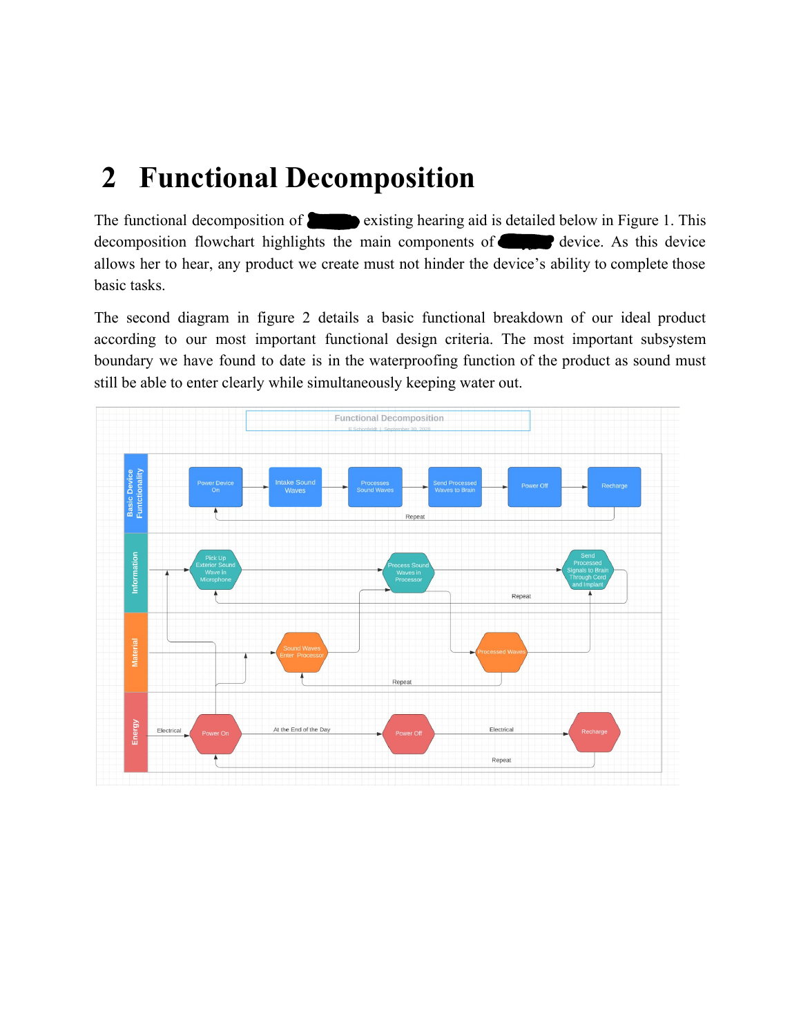# 2 Functional Decomposition

The functional decomposition of existing hearing aid is detailed below in Figure 1. This decomposition flowchart highlights the main components of device. As this device allows her to hear, any product we create must not hinder the device's ability to complete those basic tasks.

The second diagram in figure 2 details a basic functional breakdown of our ideal product according to our most important functional design criteria. The most important subsystem boundary we have found to date is in the waterproofing function of the product as sound must still be able to enter clearly while simultaneously keeping water out.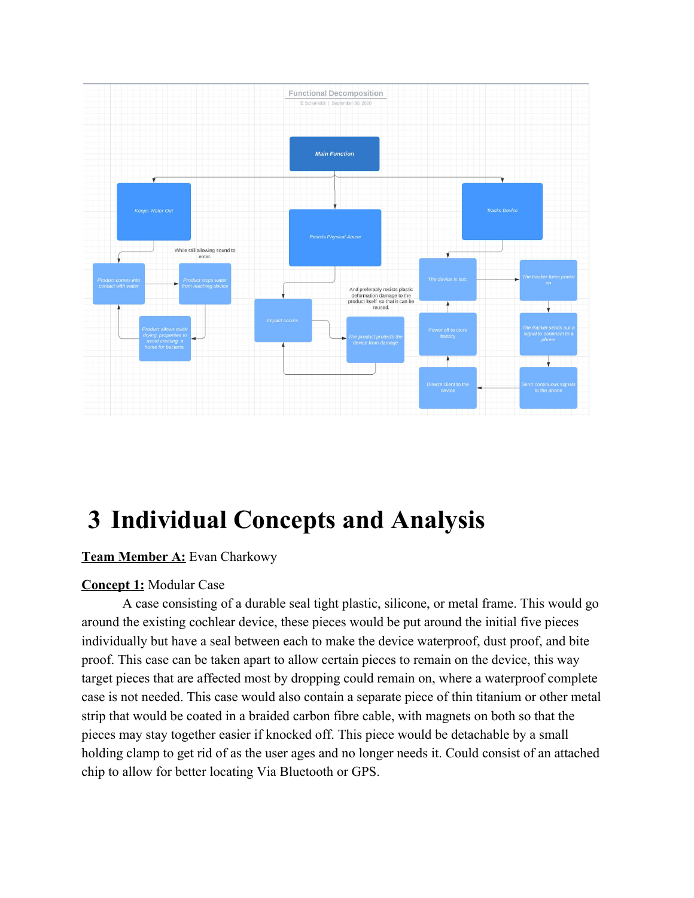**Functional Decomposition**

E Schonfeldt | September 30, 2020

- **Main Function**
  - Keeps Water Out
    - Product comes into contact with water
    - Product stops water from reaching device (While still allowing sound to enter.)
    - Product allows quick drying properties to avoid creating a home for bacteria.
  - Resists Physical Abuse
    - Impact occurs.
    - The product protects the device from damage (And preferably resists plastic deformation damage to the product itself so that it can be reused.)
  - Tracks Device
    - The device is lost.
    - The tracker turns power on
    - The tracker sends out a signal to connect to a phone
    - Send continuous signals to the phone
    - Directs client to the device
    - Power off to store battery

# 3 Individual Concepts and Analysis

**Team Member A:** Evan Charkowy

**Concept 1:** Modular Case

A case consisting of a durable seal tight plastic, silicone, or metal frame. This would go around the existing cochlear device, these pieces would be put around the initial five pieces individually but have a seal between each to make the device waterproof, dust proof, and bite proof. This case can be taken apart to allow certain pieces to remain on the device, this way target pieces that are affected most by dropping could remain on, where a waterproof complete case is not needed. This case would also contain a separate piece of thin titanium or other metal strip that would be coated in a braided carbon fibre cable, with magnets on both so that the pieces may stay together easier if knocked off. This piece would be detachable by a small holding clamp to get rid of as the user ages and no longer needs it. Could consist of an attached chip to allow for better locating Via Bluetooth or GPS.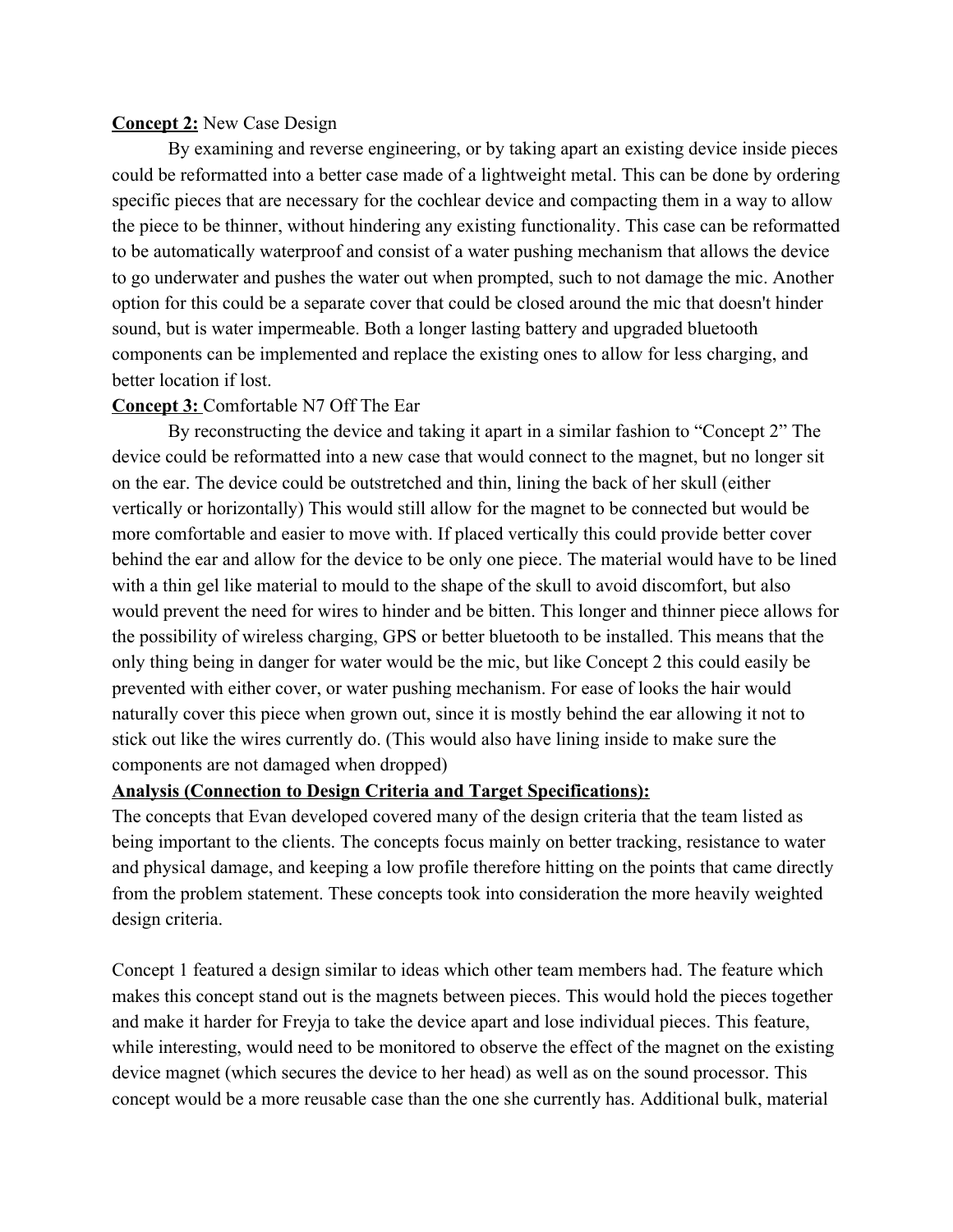**Concept 2:** New Case Design

By examining and reverse engineering, or by taking apart an existing device inside pieces could be reformatted into a better case made of a lightweight metal. This can be done by ordering specific pieces that are necessary for the cochlear device and compacting them in a way to allow the piece to be thinner, without hindering any existing functionality. This case can be reformatted to be automatically waterproof and consist of a water pushing mechanism that allows the device to go underwater and pushes the water out when prompted, such to not damage the mic. Another option for this could be a separate cover that could be closed around the mic that doesn't hinder sound, but is water impermeable. Both a longer lasting battery and upgraded bluetooth components can be implemented and replace the existing ones to allow for less charging, and better location if lost.

**Concept 3:** Comfortable N7 Off The Ear

By reconstructing the device and taking it apart in a similar fashion to "Concept 2" The device could be reformatted into a new case that would connect to the magnet, but no longer sit on the ear. The device could be outstretched and thin, lining the back of her skull (either vertically or horizontally) This would still allow for the magnet to be connected but would be more comfortable and easier to move with. If placed vertically this could provide better cover behind the ear and allow for the device to be only one piece. The material would have to be lined with a thin gel like material to mould to the shape of the skull to avoid discomfort, but also would prevent the need for wires to hinder and be bitten. This longer and thinner piece allows for the possibility of wireless charging, GPS or better bluetooth to be installed. This means that the only thing being in danger for water would be the mic, but like Concept 2 this could easily be prevented with either cover, or water pushing mechanism. For ease of looks the hair would naturally cover this piece when grown out, since it is mostly behind the ear allowing it not to stick out like the wires currently do. (This would also have lining inside to make sure the components are not damaged when dropped)

**Analysis (Connection to Design Criteria and Target Specifications):**

The concepts that Evan developed covered many of the design criteria that the team listed as being important to the clients. The concepts focus mainly on better tracking, resistance to water and physical damage, and keeping a low profile therefore hitting on the points that came directly from the problem statement. These concepts took into consideration the more heavily weighted design criteria.

Concept 1 featured a design similar to ideas which other team members had. The feature which makes this concept stand out is the magnets between pieces. This would hold the pieces together and make it harder for Freyja to take the device apart and lose individual pieces. This feature, while interesting, would need to be monitored to observe the effect of the magnet on the existing device magnet (which secures the device to her head) as well as on the sound processor. This concept would be a more reusable case than the one she currently has. Additional bulk, material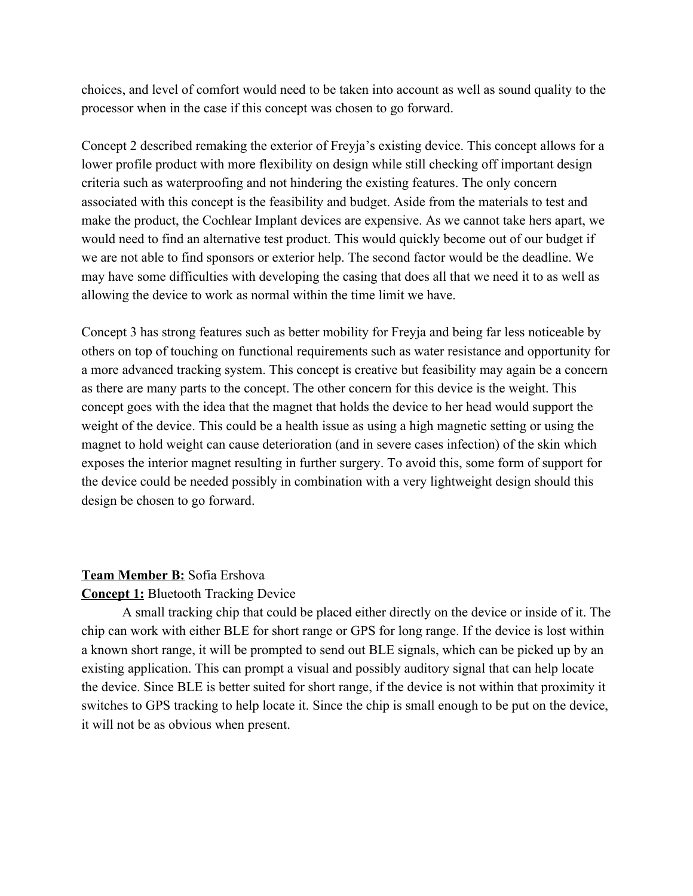choices, and level of comfort would need to be taken into account as well as sound quality to the processor when in the case if this concept was chosen to go forward.

Concept 2 described remaking the exterior of Freyja's existing device. This concept allows for a lower profile product with more flexibility on design while still checking off important design criteria such as waterproofing and not hindering the existing features. The only concern associated with this concept is the feasibility and budget. Aside from the materials to test and make the product, the Cochlear Implant devices are expensive. As we cannot take hers apart, we would need to find an alternative test product. This would quickly become out of our budget if we are not able to find sponsors or exterior help. The second factor would be the deadline. We may have some difficulties with developing the casing that does all that we need it to as well as allowing the device to work as normal within the time limit we have.

Concept 3 has strong features such as better mobility for Freyja and being far less noticeable by others on top of touching on functional requirements such as water resistance and opportunity for a more advanced tracking system. This concept is creative but feasibility may again be a concern as there are many parts to the concept. The other concern for this device is the weight. This concept goes with the idea that the magnet that holds the device to her head would support the weight of the device. This could be a health issue as using a high magnetic setting or using the magnet to hold weight can cause deterioration (and in severe cases infection) of the skin which exposes the interior magnet resulting in further surgery. To avoid this, some form of support for the device could be needed possibly in combination with a very lightweight design should this design be chosen to go forward.

**Team Member B:** Sofia Ershova

**Concept 1:** Bluetooth Tracking Device

A small tracking chip that could be placed either directly on the device or inside of it. The chip can work with either BLE for short range or GPS for long range. If the device is lost within a known short range, it will be prompted to send out BLE signals, which can be picked up by an existing application. This can prompt a visual and possibly auditory signal that can help locate the device. Since BLE is better suited for short range, if the device is not within that proximity it switches to GPS tracking to help locate it. Since the chip is small enough to be put on the device, it will not be as obvious when present.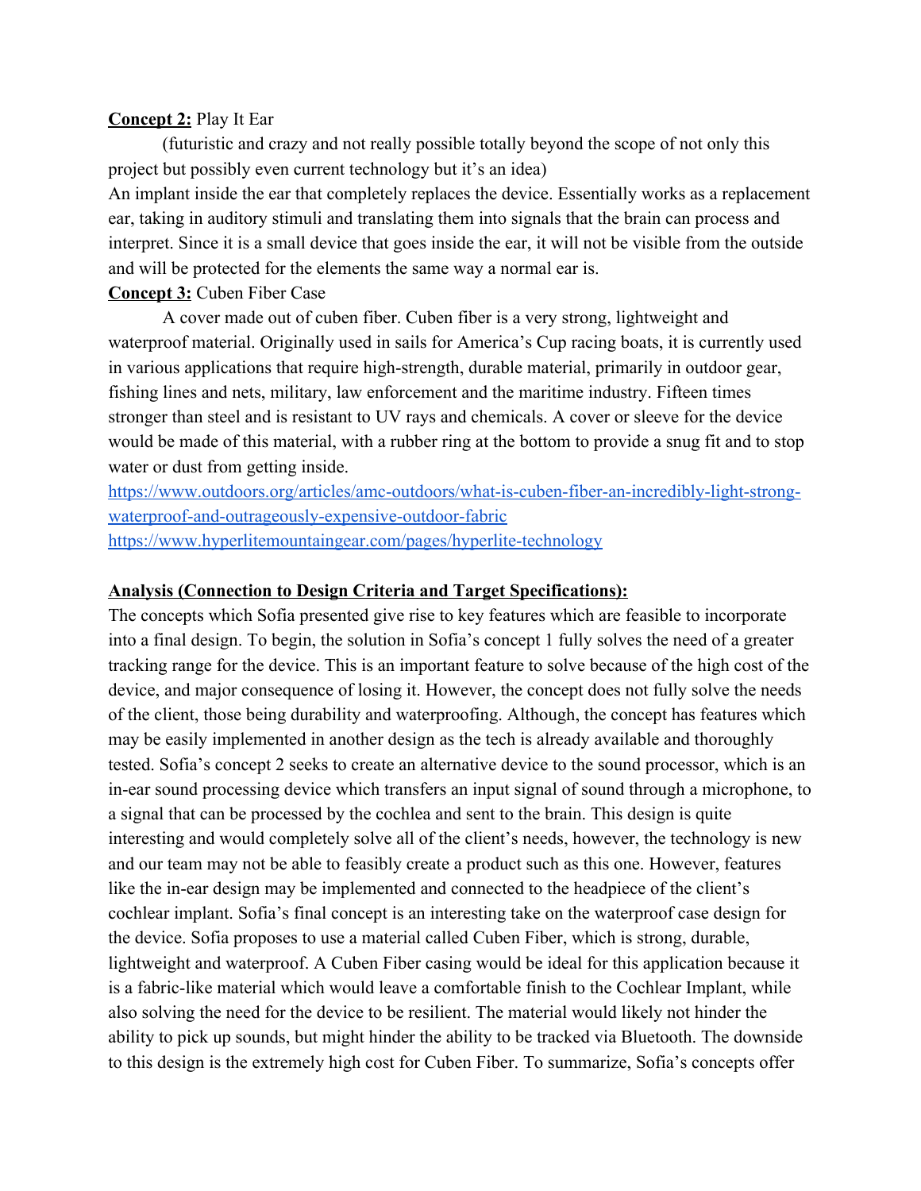**Concept 2:** Play It Ear

(futuristic and crazy and not really possible totally beyond the scope of not only this project but possibly even current technology but it's an idea)

An implant inside the ear that completely replaces the device. Essentially works as a replacement ear, taking in auditory stimuli and translating them into signals that the brain can process and interpret. Since it is a small device that goes inside the ear, it will not be visible from the outside and will be protected for the elements the same way a normal ear is.

**Concept 3:** Cuben Fiber Case

A cover made out of cuben fiber. Cuben fiber is a very strong, lightweight and waterproof material. Originally used in sails for America's Cup racing boats, it is currently used in various applications that require high-strength, durable material, primarily in outdoor gear, fishing lines and nets, military, law enforcement and the maritime industry. Fifteen times stronger than steel and is resistant to UV rays and chemicals. A cover or sleeve for the device would be made of this material, with a rubber ring at the bottom to provide a snug fit and to stop water or dust from getting inside.

https://www.outdoors.org/articles/amc-outdoors/what-is-cuben-fiber-an-incredibly-light-strong-waterproof-and-outrageously-expensive-outdoor-fabric

https://www.hyperlitemountaingear.com/pages/hyperlite-technology

**Analysis (Connection to Design Criteria and Target Specifications):**

The concepts which Sofia presented give rise to key features which are feasible to incorporate into a final design. To begin, the solution in Sofia's concept 1 fully solves the need of a greater tracking range for the device. This is an important feature to solve because of the high cost of the device, and major consequence of losing it. However, the concept does not fully solve the needs of the client, those being durability and waterproofing. Although, the concept has features which may be easily implemented in another design as the tech is already available and thoroughly tested. Sofia's concept 2 seeks to create an alternative device to the sound processor, which is an in-ear sound processing device which transfers an input signal of sound through a microphone, to a signal that can be processed by the cochlea and sent to the brain. This design is quite interesting and would completely solve all of the client's needs, however, the technology is new and our team may not be able to feasibly create a product such as this one. However, features like the in-ear design may be implemented and connected to the headpiece of the client's cochlear implant. Sofia's final concept is an interesting take on the waterproof case design for the device. Sofia proposes to use a material called Cuben Fiber, which is strong, durable, lightweight and waterproof. A Cuben Fiber casing would be ideal for this application because it is a fabric-like material which would leave a comfortable finish to the Cochlear Implant, while also solving the need for the device to be resilient. The material would likely not hinder the ability to pick up sounds, but might hinder the ability to be tracked via Bluetooth. The downside to this design is the extremely high cost for Cuben Fiber. To summarize, Sofia's concepts offer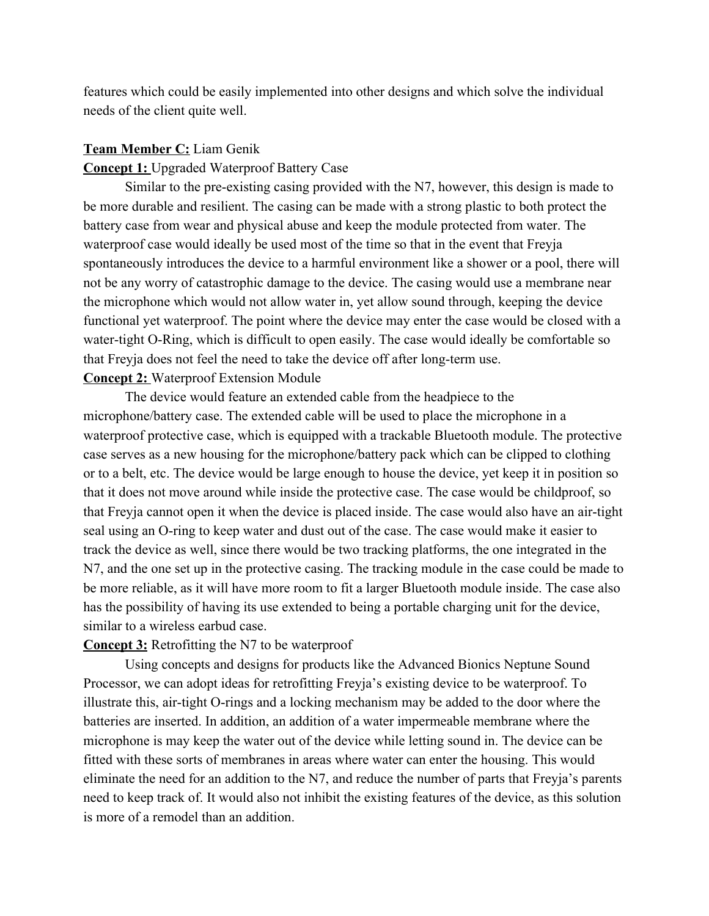features which could be easily implemented into other designs and which solve the individual needs of the client quite well.

**Team Member C:** Liam Genik

**Concept 1:** Upgraded Waterproof Battery Case

Similar to the pre-existing casing provided with the N7, however, this design is made to be more durable and resilient. The casing can be made with a strong plastic to both protect the battery case from wear and physical abuse and keep the module protected from water. The waterproof case would ideally be used most of the time so that in the event that Freyja spontaneously introduces the device to a harmful environment like a shower or a pool, there will not be any worry of catastrophic damage to the device. The casing would use a membrane near the microphone which would not allow water in, yet allow sound through, keeping the device functional yet waterproof. The point where the device may enter the case would be closed with a water-tight O-Ring, which is difficult to open easily. The case would ideally be comfortable so that Freyja does not feel the need to take the device off after long-term use.

**Concept 2:** Waterproof Extension Module

The device would feature an extended cable from the headpiece to the microphone/battery case. The extended cable will be used to place the microphone in a waterproof protective case, which is equipped with a trackable Bluetooth module. The protective case serves as a new housing for the microphone/battery pack which can be clipped to clothing or to a belt, etc. The device would be large enough to house the device, yet keep it in position so that it does not move around while inside the protective case. The case would be childproof, so that Freyja cannot open it when the device is placed inside. The case would also have an air-tight seal using an O-ring to keep water and dust out of the case. The case would make it easier to track the device as well, since there would be two tracking platforms, the one integrated in the N7, and the one set up in the protective casing. The tracking module in the case could be made to be more reliable, as it will have more room to fit a larger Bluetooth module inside. The case also has the possibility of having its use extended to being a portable charging unit for the device, similar to a wireless earbud case.

**Concept 3:** Retrofitting the N7 to be waterproof

Using concepts and designs for products like the Advanced Bionics Neptune Sound Processor, we can adopt ideas for retrofitting Freyja's existing device to be waterproof. To illustrate this, air-tight O-rings and a locking mechanism may be added to the door where the batteries are inserted. In addition, an addition of a water impermeable membrane where the microphone is may keep the water out of the device while letting sound in. The device can be fitted with these sorts of membranes in areas where water can enter the housing. This would eliminate the need for an addition to the N7, and reduce the number of parts that Freyja's parents need to keep track of. It would also not inhibit the existing features of the device, as this solution is more of a remodel than an addition.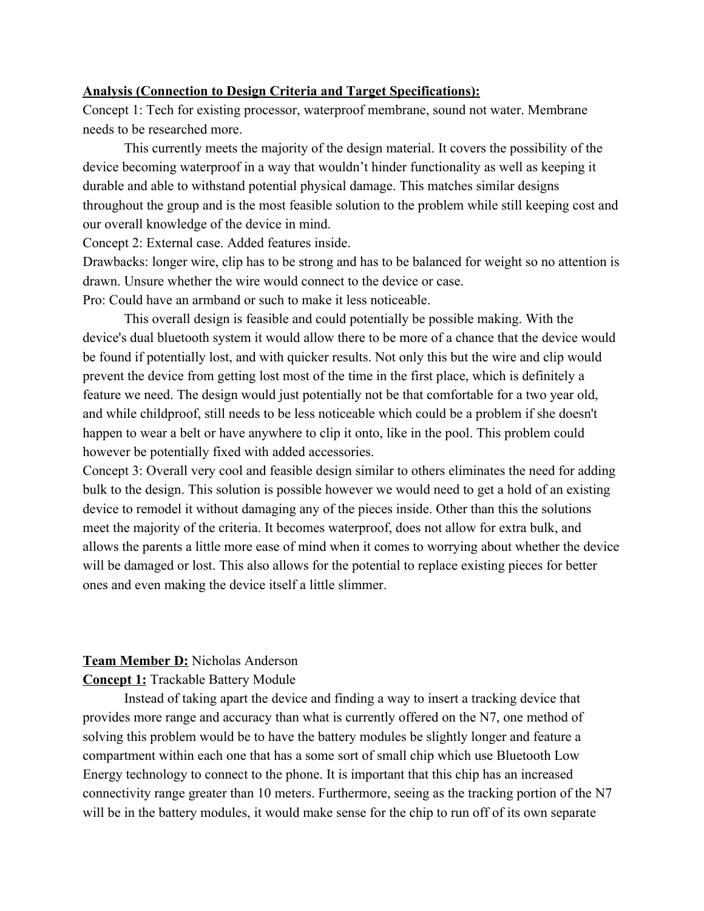**Analysis (Connection to Design Criteria and Target Specifications):**

Concept 1: Tech for existing processor, waterproof membrane, sound not water. Membrane needs to be researched more.

This currently meets the majority of the design material. It covers the possibility of the device becoming waterproof in a way that wouldn't hinder functionality as well as keeping it durable and able to withstand potential physical damage. This matches similar designs throughout the group and is the most feasible solution to the problem while still keeping cost and our overall knowledge of the device in mind.

Concept 2: External case. Added features inside.

Drawbacks: longer wire, clip has to be strong and has to be balanced for weight so no attention is drawn. Unsure whether the wire would connect to the device or case.

Pro: Could have an armband or such to make it less noticeable.

This overall design is feasible and could potentially be possible making. With the device's dual bluetooth system it would allow there to be more of a chance that the device would be found if potentially lost, and with quicker results. Not only this but the wire and clip would prevent the device from getting lost most of the time in the first place, which is definitely a feature we need. The design would just potentially not be that comfortable for a two year old, and while childproof, still needs to be less noticeable which could be a problem if she doesn't happen to wear a belt or have anywhere to clip it onto, like in the pool. This problem could however be potentially fixed with added accessories.

Concept 3: Overall very cool and feasible design similar to others eliminates the need for adding bulk to the design. This solution is possible however we would need to get a hold of an existing device to remodel it without damaging any of the pieces inside. Other than this the solutions meet the majority of the criteria. It becomes waterproof, does not allow for extra bulk, and allows the parents a little more ease of mind when it comes to worrying about whether the device will be damaged or lost. This also allows for the potential to replace existing pieces for better ones and even making the device itself a little slimmer.

**Team Member D:** Nicholas Anderson

**Concept 1:** Trackable Battery Module

Instead of taking apart the device and finding a way to insert a tracking device that provides more range and accuracy than what is currently offered on the N7, one method of solving this problem would be to have the battery modules be slightly longer and feature a compartment within each one that has a some sort of small chip which use Bluetooth Low Energy technology to connect to the phone. It is important that this chip has an increased connectivity range greater than 10 meters. Furthermore, seeing as the tracking portion of the N7 will be in the battery modules, it would make sense for the chip to run off of its own separate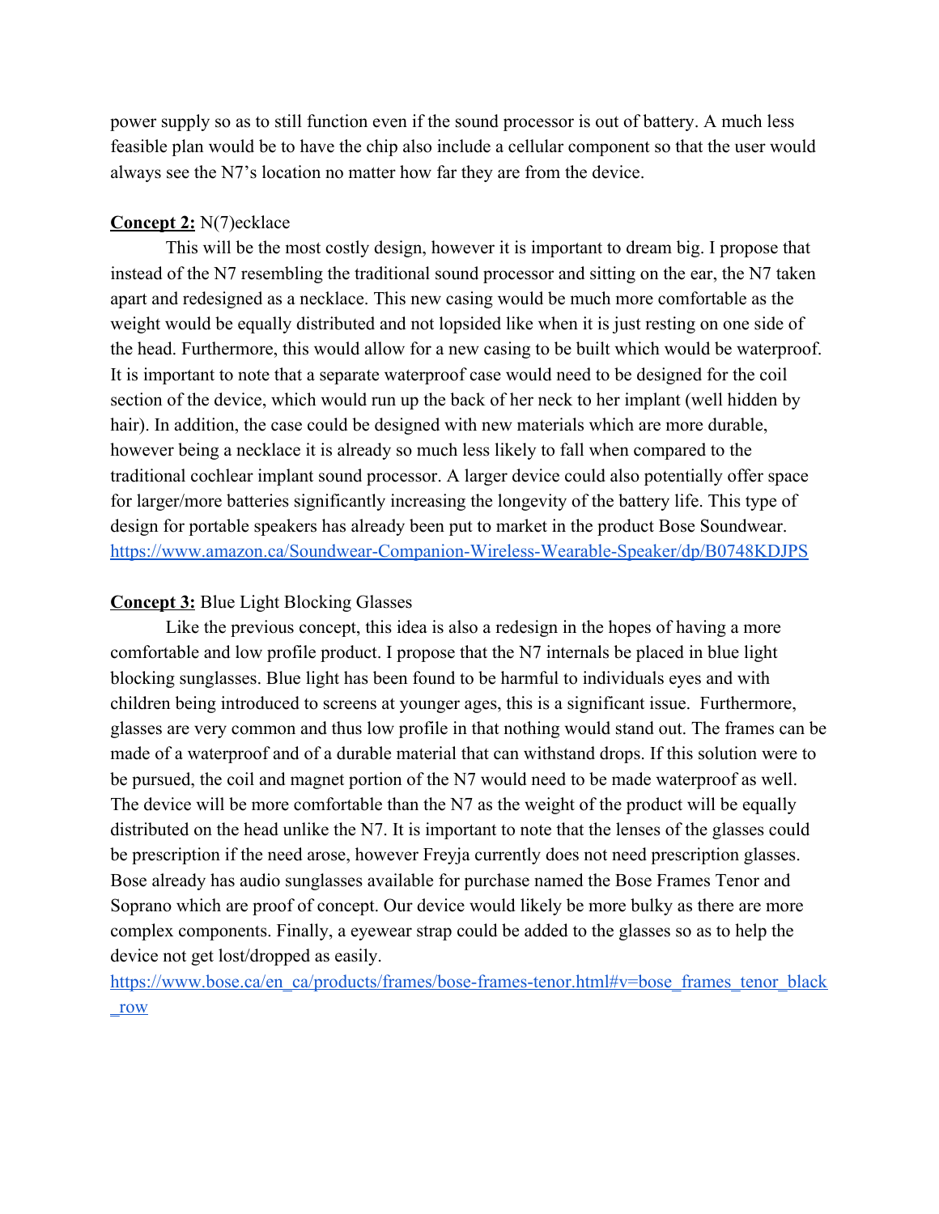power supply so as to still function even if the sound processor is out of battery. A much less feasible plan would be to have the chip also include a cellular component so that the user would always see the N7's location no matter how far they are from the device.

**Concept 2:** N(7)ecklace

This will be the most costly design, however it is important to dream big. I propose that instead of the N7 resembling the traditional sound processor and sitting on the ear, the N7 taken apart and redesigned as a necklace. This new casing would be much more comfortable as the weight would be equally distributed and not lopsided like when it is just resting on one side of the head. Furthermore, this would allow for a new casing to be built which would be waterproof. It is important to note that a separate waterproof case would need to be designed for the coil section of the device, which would run up the back of her neck to her implant (well hidden by hair). In addition, the case could be designed with new materials which are more durable, however being a necklace it is already so much less likely to fall when compared to the traditional cochlear implant sound processor. A larger device could also potentially offer space for larger/more batteries significantly increasing the longevity of the battery life. This type of design for portable speakers has already been put to market in the product Bose Soundwear.
https://www.amazon.ca/Soundwear-Companion-Wireless-Wearable-Speaker/dp/B0748KDJPS

**Concept 3:** Blue Light Blocking Glasses

Like the previous concept, this idea is also a redesign in the hopes of having a more comfortable and low profile product. I propose that the N7 internals be placed in blue light blocking sunglasses. Blue light has been found to be harmful to individuals eyes and with children being introduced to screens at younger ages, this is a significant issue. Furthermore, glasses are very common and thus low profile in that nothing would stand out. The frames can be made of a waterproof and of a durable material that can withstand drops. If this solution were to be pursued, the coil and magnet portion of the N7 would need to be made waterproof as well. The device will be more comfortable than the N7 as the weight of the product will be equally distributed on the head unlike the N7. It is important to note that the lenses of the glasses could be prescription if the need arose, however Freyja currently does not need prescription glasses. Bose already has audio sunglasses available for purchase named the Bose Frames Tenor and Soprano which are proof of concept. Our device would likely be more bulky as there are more complex components. Finally, a eyewear strap could be added to the glasses so as to help the device not get lost/dropped as easily.
https://www.bose.ca/en_ca/products/frames/bose-frames-tenor.html#v=bose_frames_tenor_black_row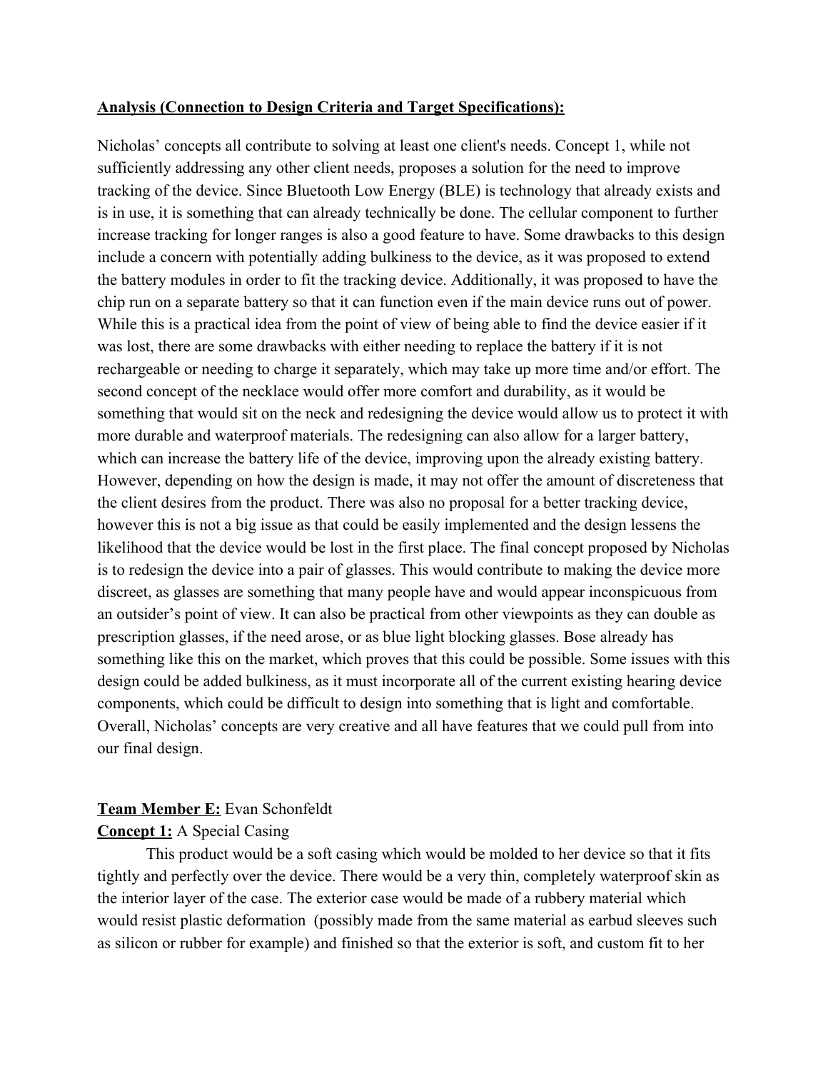**Analysis (Connection to Design Criteria and Target Specifications):**

Nicholas' concepts all contribute to solving at least one client's needs. Concept 1, while not sufficiently addressing any other client needs, proposes a solution for the need to improve tracking of the device. Since Bluetooth Low Energy (BLE) is technology that already exists and is in use, it is something that can already technically be done. The cellular component to further increase tracking for longer ranges is also a good feature to have. Some drawbacks to this design include a concern with potentially adding bulkiness to the device, as it was proposed to extend the battery modules in order to fit the tracking device. Additionally, it was proposed to have the chip run on a separate battery so that it can function even if the main device runs out of power. While this is a practical idea from the point of view of being able to find the device easier if it was lost, there are some drawbacks with either needing to replace the battery if it is not rechargeable or needing to charge it separately, which may take up more time and/or effort. The second concept of the necklace would offer more comfort and durability, as it would be something that would sit on the neck and redesigning the device would allow us to protect it with more durable and waterproof materials. The redesigning can also allow for a larger battery, which can increase the battery life of the device, improving upon the already existing battery. However, depending on how the design is made, it may not offer the amount of discreteness that the client desires from the product. There was also no proposal for a better tracking device, however this is not a big issue as that could be easily implemented and the design lessens the likelihood that the device would be lost in the first place. The final concept proposed by Nicholas is to redesign the device into a pair of glasses. This would contribute to making the device more discreet, as glasses are something that many people have and would appear inconspicuous from an outsider's point of view. It can also be practical from other viewpoints as they can double as prescription glasses, if the need arose, or as blue light blocking glasses. Bose already has something like this on the market, which proves that this could be possible. Some issues with this design could be added bulkiness, as it must incorporate all of the current existing hearing device components, which could be difficult to design into something that is light and comfortable. Overall, Nicholas' concepts are very creative and all have features that we could pull from into our final design.

**Team Member E:** Evan Schonfeldt

**Concept 1:** A Special Casing

This product would be a soft casing which would be molded to her device so that it fits tightly and perfectly over the device. There would be a very thin, completely waterproof skin as the interior layer of the case. The exterior case would be made of a rubbery material which would resist plastic deformation (possibly made from the same material as earbud sleeves such as silicon or rubber for example) and finished so that the exterior is soft, and custom fit to her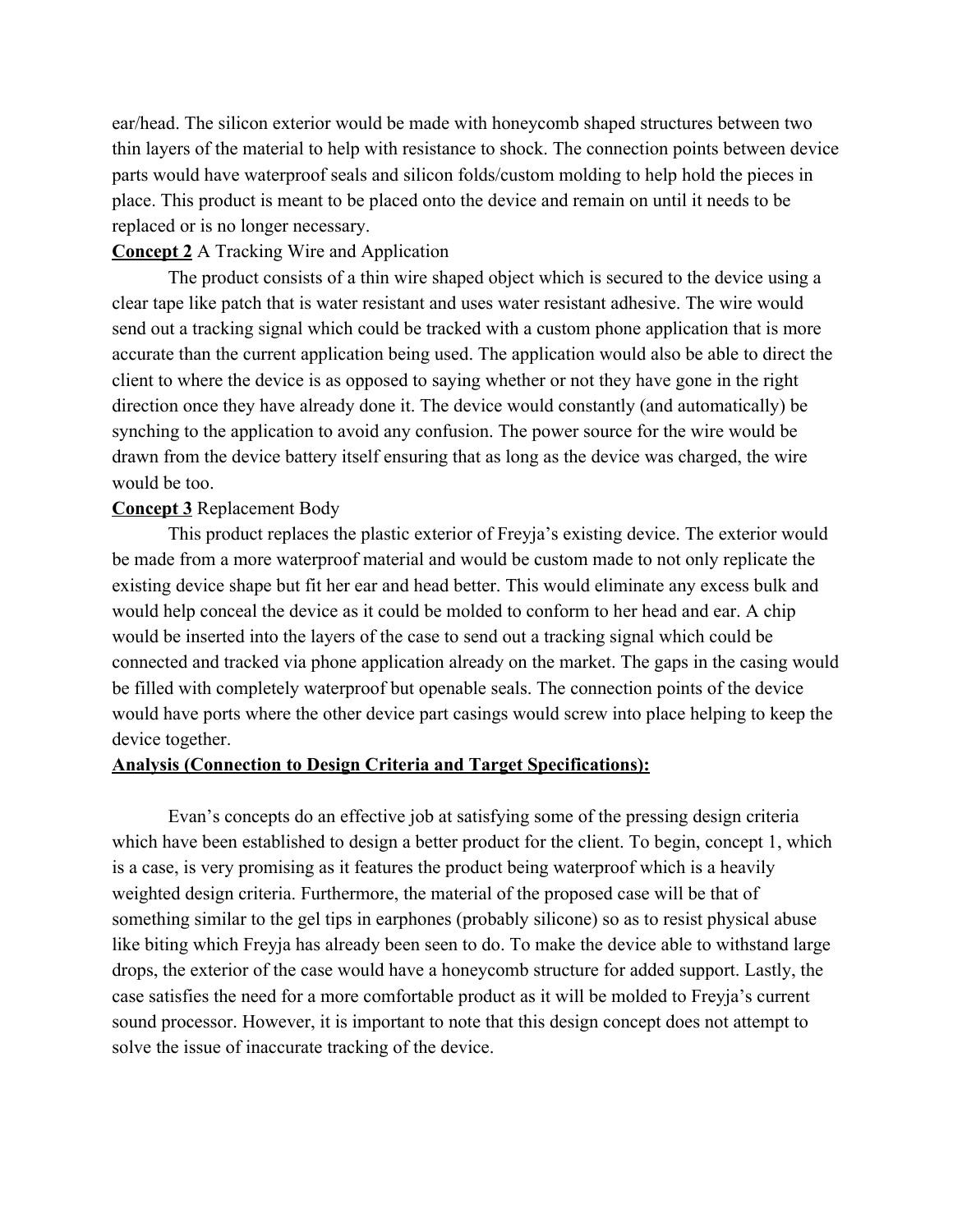ear/head. The silicon exterior would be made with honeycomb shaped structures between two thin layers of the material to help with resistance to shock. The connection points between device parts would have waterproof seals and silicon folds/custom molding to help hold the pieces in place. This product is meant to be placed onto the device and remain on until it needs to be replaced or is no longer necessary.

**Concept 2** A Tracking Wire and Application

The product consists of a thin wire shaped object which is secured to the device using a clear tape like patch that is water resistant and uses water resistant adhesive. The wire would send out a tracking signal which could be tracked with a custom phone application that is more accurate than the current application being used. The application would also be able to direct the client to where the device is as opposed to saying whether or not they have gone in the right direction once they have already done it. The device would constantly (and automatically) be synching to the application to avoid any confusion. The power source for the wire would be drawn from the device battery itself ensuring that as long as the device was charged, the wire would be too.

**Concept 3** Replacement Body

This product replaces the plastic exterior of Freyja's existing device. The exterior would be made from a more waterproof material and would be custom made to not only replicate the existing device shape but fit her ear and head better. This would eliminate any excess bulk and would help conceal the device as it could be molded to conform to her head and ear. A chip would be inserted into the layers of the case to send out a tracking signal which could be connected and tracked via phone application already on the market. The gaps in the casing would be filled with completely waterproof but openable seals. The connection points of the device would have ports where the other device part casings would screw into place helping to keep the device together.

**Analysis (Connection to Design Criteria and Target Specifications):**

Evan's concepts do an effective job at satisfying some of the pressing design criteria which have been established to design a better product for the client. To begin, concept 1, which is a case, is very promising as it features the product being waterproof which is a heavily weighted design criteria. Furthermore, the material of the proposed case will be that of something similar to the gel tips in earphones (probably silicone) so as to resist physical abuse like biting which Freyja has already been seen to do. To make the device able to withstand large drops, the exterior of the case would have a honeycomb structure for added support. Lastly, the case satisfies the need for a more comfortable product as it will be molded to Freyja's current sound processor. However, it is important to note that this design concept does not attempt to solve the issue of inaccurate tracking of the device.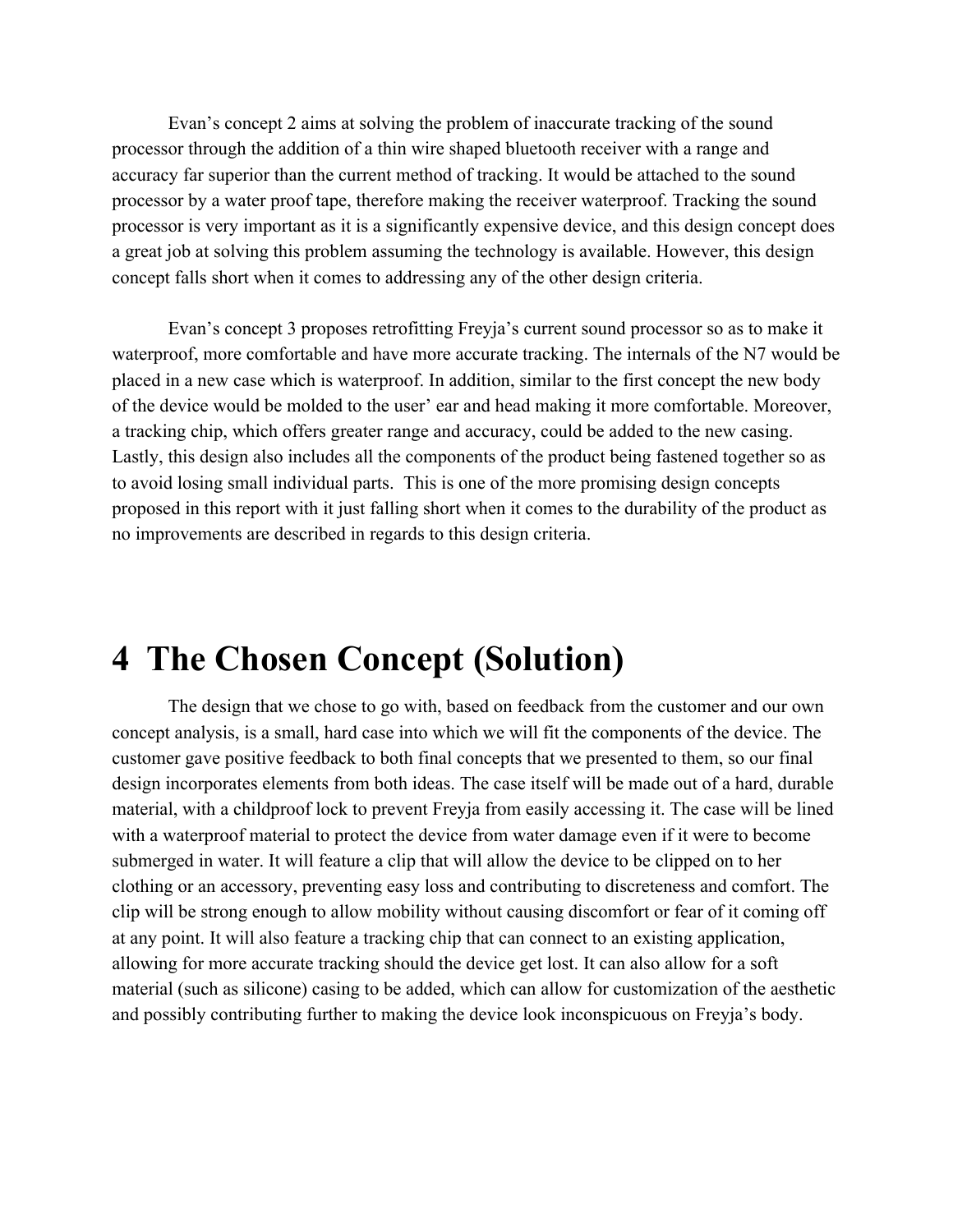Evan's concept 2 aims at solving the problem of inaccurate tracking of the sound processor through the addition of a thin wire shaped bluetooth receiver with a range and accuracy far superior than the current method of tracking. It would be attached to the sound processor by a water proof tape, therefore making the receiver waterproof. Tracking the sound processor is very important as it is a significantly expensive device, and this design concept does a great job at solving this problem assuming the technology is available. However, this design concept falls short when it comes to addressing any of the other design criteria.

Evan's concept 3 proposes retrofitting Freyja's current sound processor so as to make it waterproof, more comfortable and have more accurate tracking. The internals of the N7 would be placed in a new case which is waterproof. In addition, similar to the first concept the new body of the device would be molded to the user' ear and head making it more comfortable. Moreover, a tracking chip, which offers greater range and accuracy, could be added to the new casing. Lastly, this design also includes all the components of the product being fastened together so as to avoid losing small individual parts.  This is one of the more promising design concepts proposed in this report with it just falling short when it comes to the durability of the product as no improvements are described in regards to this design criteria.

# 4 The Chosen Concept (Solution)

The design that we chose to go with, based on feedback from the customer and our own concept analysis, is a small, hard case into which we will fit the components of the device. The customer gave positive feedback to both final concepts that we presented to them, so our final design incorporates elements from both ideas. The case itself will be made out of a hard, durable material, with a childproof lock to prevent Freyja from easily accessing it. The case will be lined with a waterproof material to protect the device from water damage even if it were to become submerged in water. It will feature a clip that will allow the device to be clipped on to her clothing or an accessory, preventing easy loss and contributing to discreteness and comfort. The clip will be strong enough to allow mobility without causing discomfort or fear of it coming off at any point. It will also feature a tracking chip that can connect to an existing application, allowing for more accurate tracking should the device get lost. It can also allow for a soft material (such as silicone) casing to be added, which can allow for customization of the aesthetic and possibly contributing further to making the device look inconspicuous on Freyja's body.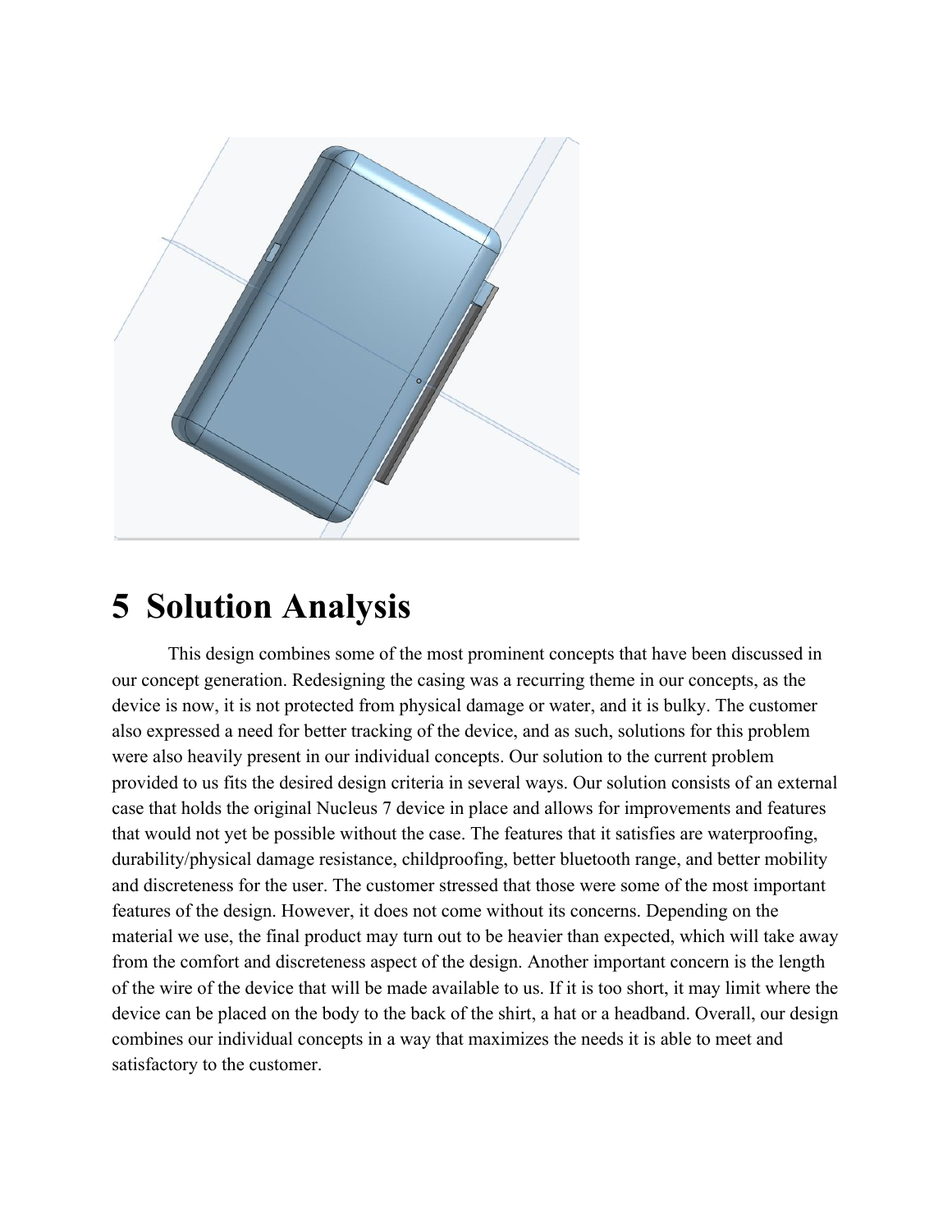# 5 Solution Analysis

This design combines some of the most prominent concepts that have been discussed in our concept generation. Redesigning the casing was a recurring theme in our concepts, as the device is now, it is not protected from physical damage or water, and it is bulky. The customer also expressed a need for better tracking of the device, and as such, solutions for this problem were also heavily present in our individual concepts. Our solution to the current problem provided to us fits the desired design criteria in several ways. Our solution consists of an external case that holds the original Nucleus 7 device in place and allows for improvements and features that would not yet be possible without the case. The features that it satisfies are waterproofing, durability/physical damage resistance, childproofing, better bluetooth range, and better mobility and discreteness for the user. The customer stressed that those were some of the most important features of the design. However, it does not come without its concerns. Depending on the material we use, the final product may turn out to be heavier than expected, which will take away from the comfort and discreteness aspect of the design. Another important concern is the length of the wire of the device that will be made available to us. If it is too short, it may limit where the device can be placed on the body to the back of the shirt, a hat or a headband. Overall, our design combines our individual concepts in a way that maximizes the needs it is able to meet and satisfactory to the customer.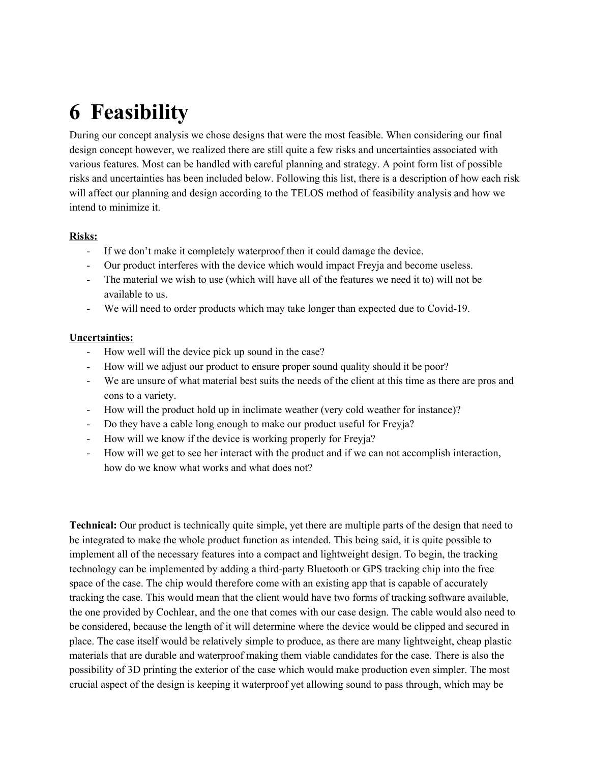# 6 Feasibility

During our concept analysis we chose designs that were the most feasible. When considering our final design concept however, we realized there are still quite a few risks and uncertainties associated with various features. Most can be handled with careful planning and strategy. A point form list of possible risks and uncertainties has been included below. Following this list, there is a description of how each risk will affect our planning and design according to the TELOS method of feasibility analysis and how we intend to minimize it.

**Risks:**

- If we don't make it completely waterproof then it could damage the device.
- Our product interferes with the device which would impact Freyja and become useless.
- The material we wish to use (which will have all of the features we need it to) will not be available to us.
- We will need to order products which may take longer than expected due to Covid-19.

**Uncertainties:**

- How well will the device pick up sound in the case?
- How will we adjust our product to ensure proper sound quality should it be poor?
- We are unsure of what material best suits the needs of the client at this time as there are pros and cons to a variety.
- How will the product hold up in inclimate weather (very cold weather for instance)?
- Do they have a cable long enough to make our product useful for Freyja?
- How will we know if the device is working properly for Freyja?
- How will we get to see her interact with the product and if we can not accomplish interaction, how do we know what works and what does not?

**Technical:** Our product is technically quite simple, yet there are multiple parts of the design that need to be integrated to make the whole product function as intended. This being said, it is quite possible to implement all of the necessary features into a compact and lightweight design. To begin, the tracking technology can be implemented by adding a third-party Bluetooth or GPS tracking chip into the free space of the case. The chip would therefore come with an existing app that is capable of accurately tracking the case. This would mean that the client would have two forms of tracking software available, the one provided by Cochlear, and the one that comes with our case design. The cable would also need to be considered, because the length of it will determine where the device would be clipped and secured in place. The case itself would be relatively simple to produce, as there are many lightweight, cheap plastic materials that are durable and waterproof making them viable candidates for the case. There is also the possibility of 3D printing the exterior of the case which would make production even simpler. The most crucial aspect of the design is keeping it waterproof yet allowing sound to pass through, which may be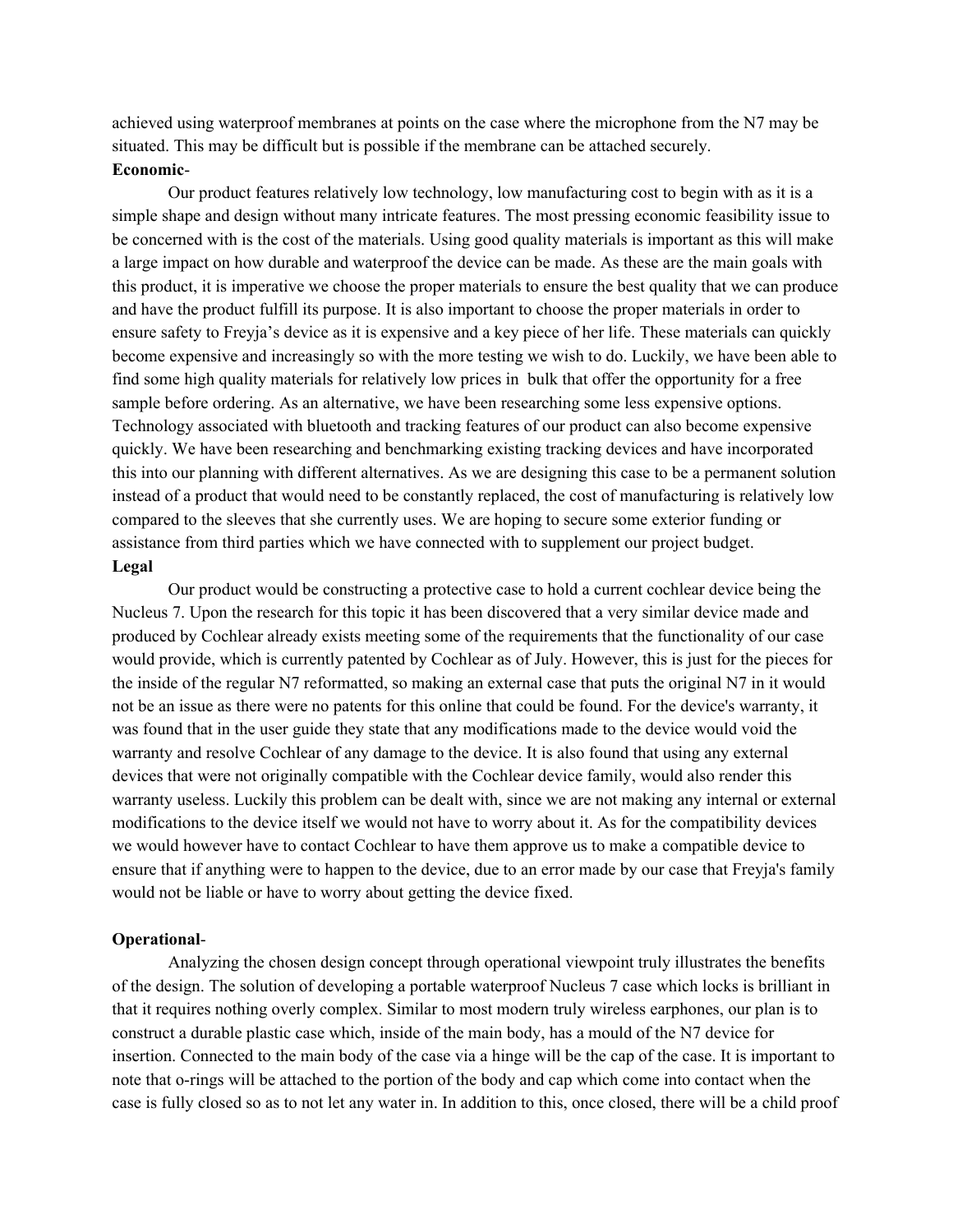achieved using waterproof membranes at points on the case where the microphone from the N7 may be situated. This may be difficult but is possible if the membrane can be attached securely.

**Economic**-

Our product features relatively low technology, low manufacturing cost to begin with as it is a simple shape and design without many intricate features. The most pressing economic feasibility issue to be concerned with is the cost of the materials. Using good quality materials is important as this will make a large impact on how durable and waterproof the device can be made. As these are the main goals with this product, it is imperative we choose the proper materials to ensure the best quality that we can produce and have the product fulfill its purpose. It is also important to choose the proper materials in order to ensure safety to Freyja's device as it is expensive and a key piece of her life. These materials can quickly become expensive and increasingly so with the more testing we wish to do. Luckily, we have been able to find some high quality materials for relatively low prices in bulk that offer the opportunity for a free sample before ordering. As an alternative, we have been researching some less expensive options. Technology associated with bluetooth and tracking features of our product can also become expensive quickly. We have been researching and benchmarking existing tracking devices and have incorporated this into our planning with different alternatives. As we are designing this case to be a permanent solution instead of a product that would need to be constantly replaced, the cost of manufacturing is relatively low compared to the sleeves that she currently uses. We are hoping to secure some exterior funding or assistance from third parties which we have connected with to supplement our project budget.

**Legal**

Our product would be constructing a protective case to hold a current cochlear device being the Nucleus 7. Upon the research for this topic it has been discovered that a very similar device made and produced by Cochlear already exists meeting some of the requirements that the functionality of our case would provide, which is currently patented by Cochlear as of July. However, this is just for the pieces for the inside of the regular N7 reformatted, so making an external case that puts the original N7 in it would not be an issue as there were no patents for this online that could be found. For the device's warranty, it was found that in the user guide they state that any modifications made to the device would void the warranty and resolve Cochlear of any damage to the device. It is also found that using any external devices that were not originally compatible with the Cochlear device family, would also render this warranty useless. Luckily this problem can be dealt with, since we are not making any internal or external modifications to the device itself we would not have to worry about it. As for the compatibility devices we would however have to contact Cochlear to have them approve us to make a compatible device to ensure that if anything were to happen to the device, due to an error made by our case that Freyja's family would not be liable or have to worry about getting the device fixed.

**Operational**-

Analyzing the chosen design concept through operational viewpoint truly illustrates the benefits of the design. The solution of developing a portable waterproof Nucleus 7 case which locks is brilliant in that it requires nothing overly complex. Similar to most modern truly wireless earphones, our plan is to construct a durable plastic case which, inside of the main body, has a mould of the N7 device for insertion. Connected to the main body of the case via a hinge will be the cap of the case. It is important to note that o-rings will be attached to the portion of the body and cap which come into contact when the case is fully closed so as to not let any water in. In addition to this, once closed, there will be a child proof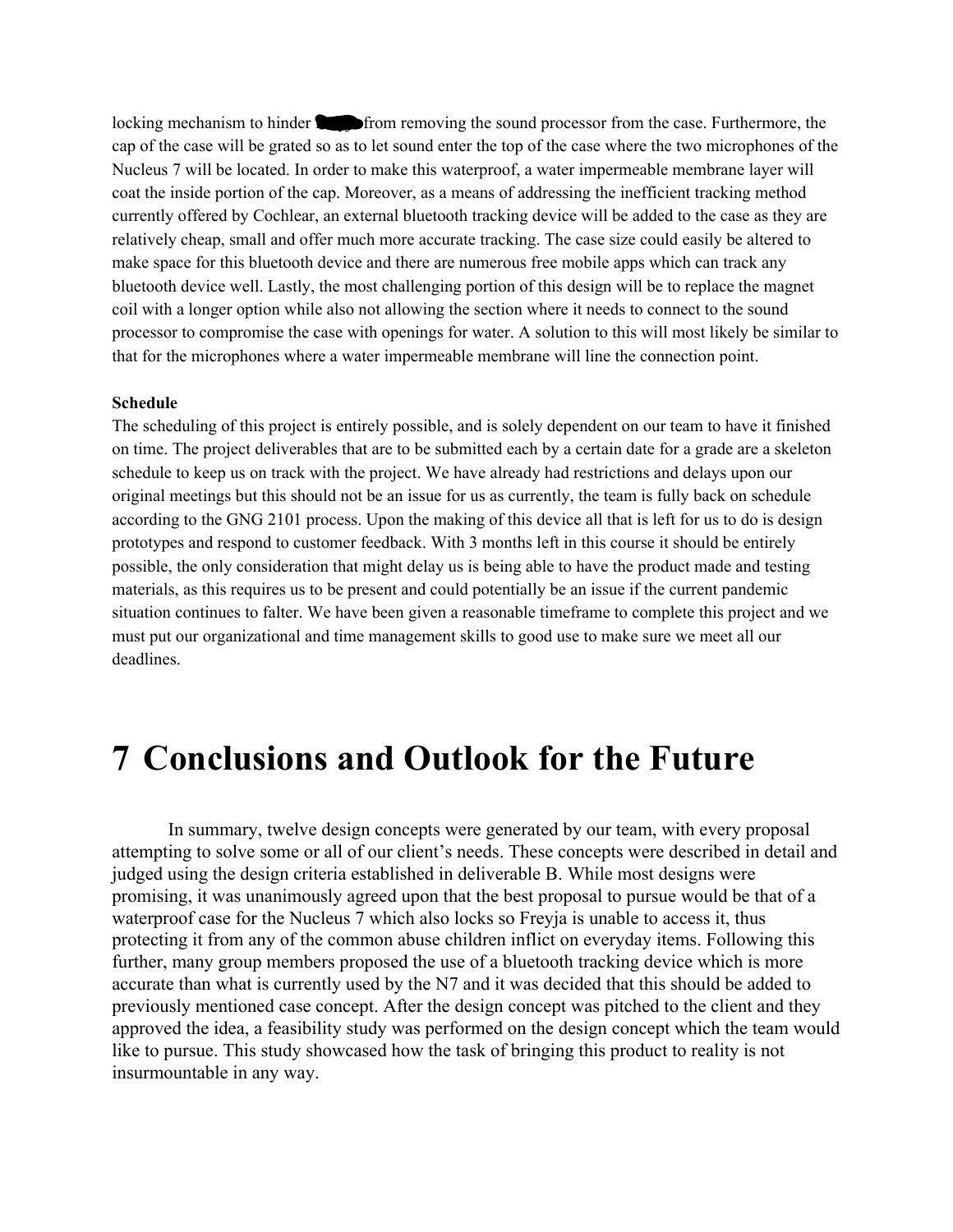locking mechanism to hinder from removing the sound processor from the case. Furthermore, the cap of the case will be grated so as to let sound enter the top of the case where the two microphones of the Nucleus 7 will be located. In order to make this waterproof, a water impermeable membrane layer will coat the inside portion of the cap. Moreover, as a means of addressing the inefficient tracking method currently offered by Cochlear, an external bluetooth tracking device will be added to the case as they are relatively cheap, small and offer much more accurate tracking. The case size could easily be altered to make space for this bluetooth device and there are numerous free mobile apps which can track any bluetooth device well. Lastly, the most challenging portion of this design will be to replace the magnet coil with a longer option while also not allowing the section where it needs to connect to the sound processor to compromise the case with openings for water. A solution to this will most likely be similar to that for the microphones where a water impermeable membrane will line the connection point.

**Schedule**

The scheduling of this project is entirely possible, and is solely dependent on our team to have it finished on time. The project deliverables that are to be submitted each by a certain date for a grade are a skeleton schedule to keep us on track with the project. We have already had restrictions and delays upon our original meetings but this should not be an issue for us as currently, the team is fully back on schedule according to the GNG 2101 process. Upon the making of this device all that is left for us to do is design prototypes and respond to customer feedback. With 3 months left in this course it should be entirely possible, the only consideration that might delay us is being able to have the product made and testing materials, as this requires us to be present and could potentially be an issue if the current pandemic situation continues to falter. We have been given a reasonable timeframe to complete this project and we must put our organizational and time management skills to good use to make sure we meet all our deadlines.

# 7 Conclusions and Outlook for the Future

In summary, twelve design concepts were generated by our team, with every proposal attempting to solve some or all of our client's needs. These concepts were described in detail and judged using the design criteria established in deliverable B. While most designs were promising, it was unanimously agreed upon that the best proposal to pursue would be that of a waterproof case for the Nucleus 7 which also locks so Freyja is unable to access it, thus protecting it from any of the common abuse children inflict on everyday items. Following this further, many group members proposed the use of a bluetooth tracking device which is more accurate than what is currently used by the N7 and it was decided that this should be added to previously mentioned case concept. After the design concept was pitched to the client and they approved the idea, a feasibility study was performed on the design concept which the team would like to pursue. This study showcased how the task of bringing this product to reality is not insurmountable in any way.